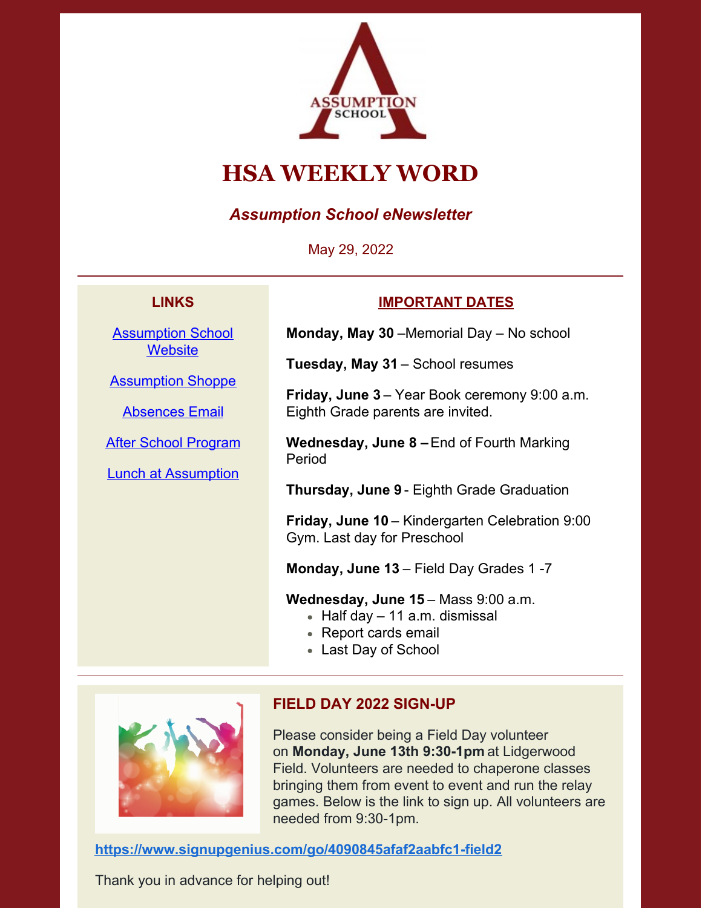# HSA WEEKLY WORD

## *Assumption School eNewsletter*

May 29, 2022

### LINKS

[Assumption School Website]

[Assumption Shoppe]

[Absences Email]

[After School Program]

[Lunch at Assumption]

### IMPORTANT DATES

**Monday, May 30** –Memorial Day – No school

**Tuesday, May 31** – School resumes

**Friday, June 3** – Year Book ceremony 9:00 a.m. Eighth Grade parents are invited.

**Wednesday, June 8 –** End of Fourth Marking Period

**Thursday, June 9** - Eighth Grade Graduation

**Friday, June 10** – Kindergarten Celebration 9:00 Gym. Last day for Preschool

**Monday, June 13** – Field Day Grades 1 -7

**Wednesday, June 15** – Mass 9:00 a.m.

- Half day – 11 a.m. dismissal
- Report cards email
- Last Day of School

### FIELD DAY 2022 SIGN-UP

Please consider being a Field Day volunteer on **Monday, June 13th 9:30-1pm** at Lidgerwood Field. Volunteers are needed to chaperone classes bringing them from event to event and run the relay games. Below is the link to sign up. All volunteers are needed from 9:30-1pm.

**https://www.signupgenius.com/go/4090845afaf2aabfc1-field2**

Thank you in advance for helping out!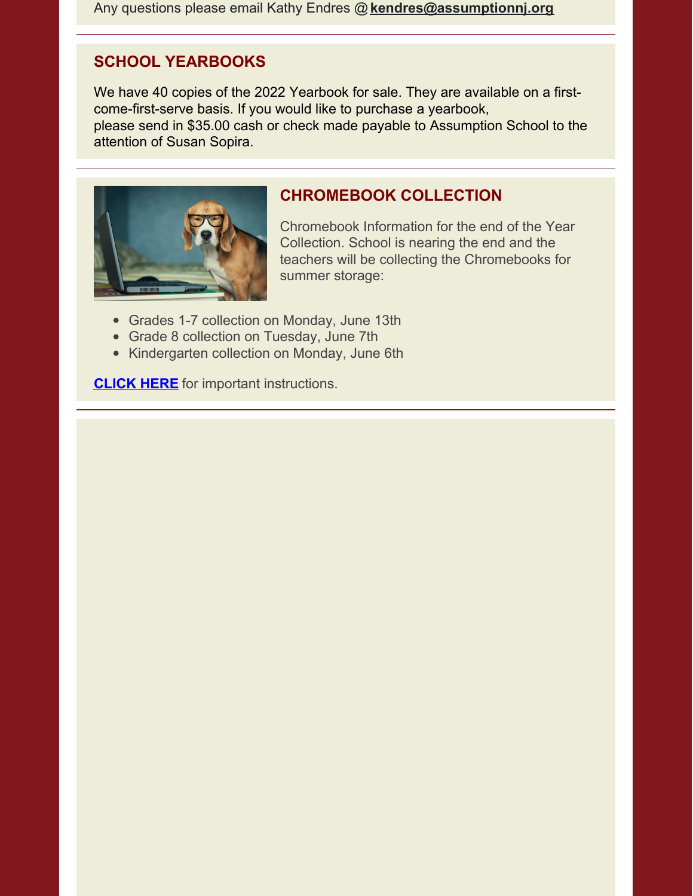Any questions please email Kathy Endres @ **kendres@assumptionnj.org**

---

## SCHOOL YEARBOOKS

We have 40 copies of the 2022 Yearbook for sale. They are available on a first-come-first-serve basis. If you would like to purchase a yearbook, please send in $35.00 cash or check made payable to Assumption School to the attention of Susan Sopira.

---

## CHROMEBOOK COLLECTION

Chromebook Information for the end of the Year Collection. School is nearing the end and the teachers will be collecting the Chromebooks for summer storage:

- Grades 1-7 collection on Monday, June 13th
- Grade 8 collection on Tuesday, June 7th
- Kindergarten collection on Monday, June 6th

**CLICK HERE** for important instructions.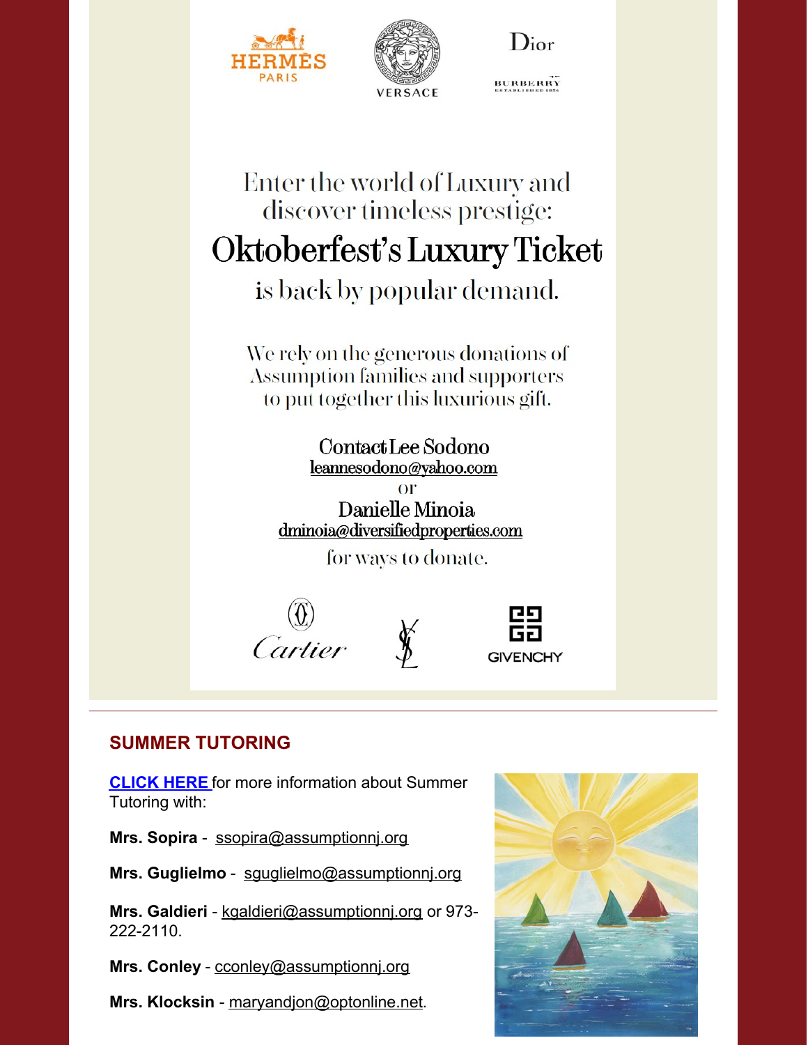HERMÈS PARIS

VERSACE

Dior

BURBERRY ESTABLISHED 1856

Enter the world of Luxury and discover timeless prestige:

## Oktoberfest's Luxury Ticket

is back by popular demand.

We rely on the generous donations of Assumption families and supporters to put together this luxurious gift.

Contact Lee Sodono
leannesodono@yahoo.com
or
Danielle Minoia
dminoia@diversifiedproperties.com
for ways to donate.

Cartier

YSL

GIVENCHY

## SUMMER TUTORING

**CLICK HERE** for more information about Summer Tutoring with:

**Mrs. Sopira** - ssopira@assumptionnj.org

**Mrs. Guglielmo** - sguglielmo@assumptionnj.org

**Mrs. Galdieri** - kgaldieri@assumptionnj.org or 973-222-2110.

**Mrs. Conley** - cconley@assumptionnj.org

**Mrs. Klocksin** - maryandjon@optonline.net.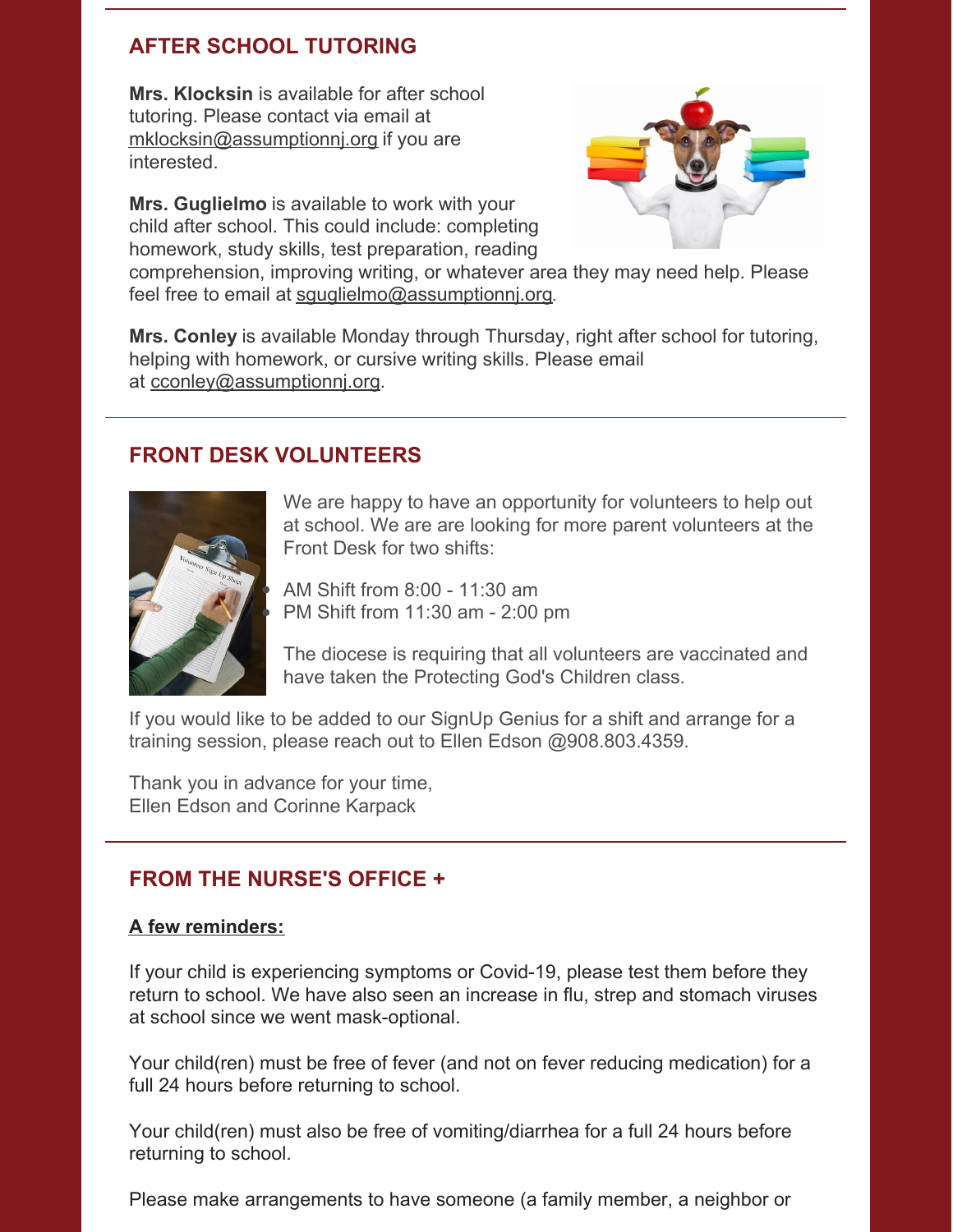## AFTER SCHOOL TUTORING

**Mrs. Klocksin** is available for after school tutoring. Please contact via email at mklocksin@assumptionnj.org if you are interested.

**Mrs. Guglielmo** is available to work with your child after school. This could include: completing homework, study skills, test preparation, reading comprehension, improving writing, or whatever area they may need help. Please feel free to email at sguglielmo@assumptionnj.org.

**Mrs. Conley** is available Monday through Thursday, right after school for tutoring, helping with homework, or cursive writing skills. Please email at cconley@assumptionnj.org.

## FRONT DESK VOLUNTEERS

We are happy to have an opportunity for volunteers to help out at school. We are are looking for more parent volunteers at the Front Desk for two shifts:

- AM Shift from 8:00 - 11:30 am
- PM Shift from 11:30 am - 2:00 pm

The diocese is requiring that all volunteers are vaccinated and have taken the Protecting God's Children class.

If you would like to be added to our SignUp Genius for a shift and arrange for a training session, please reach out to Ellen Edson @908.803.4359.

Thank you in advance for your time,
Ellen Edson and Corinne Karpack

## FROM THE NURSE'S OFFICE +

**A few reminders:**

If your child is experiencing symptoms or Covid-19, please test them before they return to school. We have also seen an increase in flu, strep and stomach viruses at school since we went mask-optional.

Your child(ren) must be free of fever (and not on fever reducing medication) for a full 24 hours before returning to school.

Your child(ren) must also be free of vomiting/diarrhea for a full 24 hours before returning to school.

Please make arrangements to have someone (a family member, a neighbor or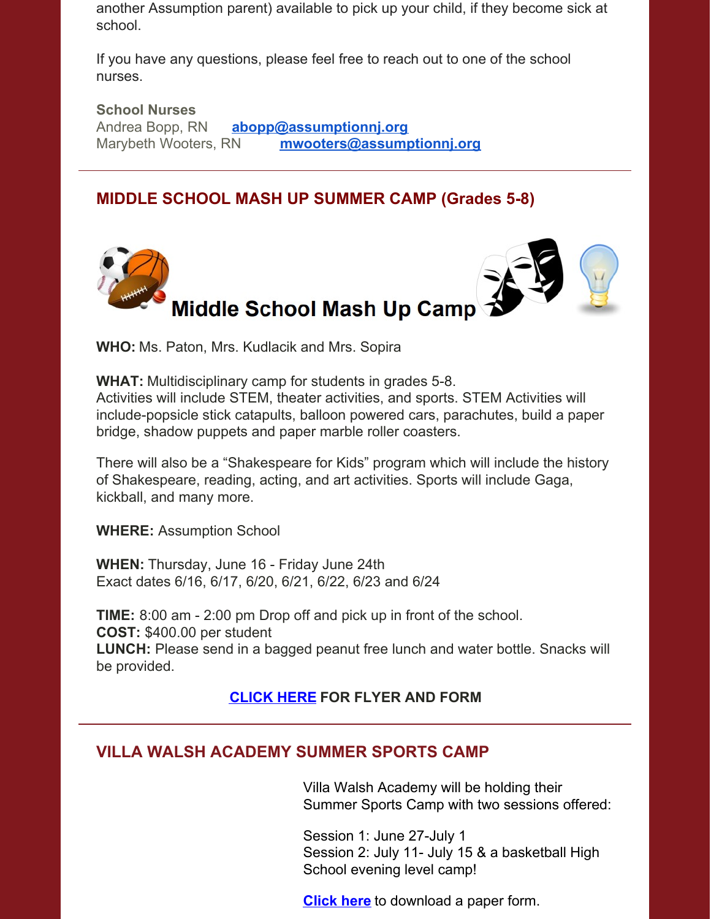another Assumption parent) available to pick up your child, if they become sick at school.

If you have any questions, please feel free to reach out to one of the school nurses.

**School Nurses**
Andrea Bopp, RN    abopp@assumptionnj.org
Marybeth Wooters, RN    mwooters@assumptionnj.org

---

## MIDDLE SCHOOL MASH UP SUMMER CAMP (Grades 5-8)

**Middle School Mash Up Camp**

**WHO:** Ms. Paton, Mrs. Kudlacik and Mrs. Sopira

**WHAT:** Multidisciplinary camp for students in grades 5-8.
Activities will include STEM, theater activities, and sports. STEM Activities will include-popsicle stick catapults, balloon powered cars, parachutes, build a paper bridge, shadow puppets and paper marble roller coasters.

There will also be a "Shakespeare for Kids" program which will include the history of Shakespeare, reading, acting, and art activities. Sports will include Gaga, kickball, and many more.

**WHERE:** Assumption School

**WHEN:** Thursday, June 16 - Friday June 24th
Exact dates 6/16, 6/17, 6/20, 6/21, 6/22, 6/23 and 6/24

**TIME:** 8:00 am - 2:00 pm Drop off and pick up in front of the school.
**COST:** $400.00 per student
**LUNCH:** Please send in a bagged peanut free lunch and water bottle. Snacks will be provided.

**CLICK HERE FOR FLYER AND FORM**

---

## VILLA WALSH ACADEMY SUMMER SPORTS CAMP

Villa Walsh Academy will be holding their Summer Sports Camp with two sessions offered:

Session 1: June 27-July 1
Session 2: July 11- July 15 & a basketball High School evening level camp!

**Click here** to download a paper form.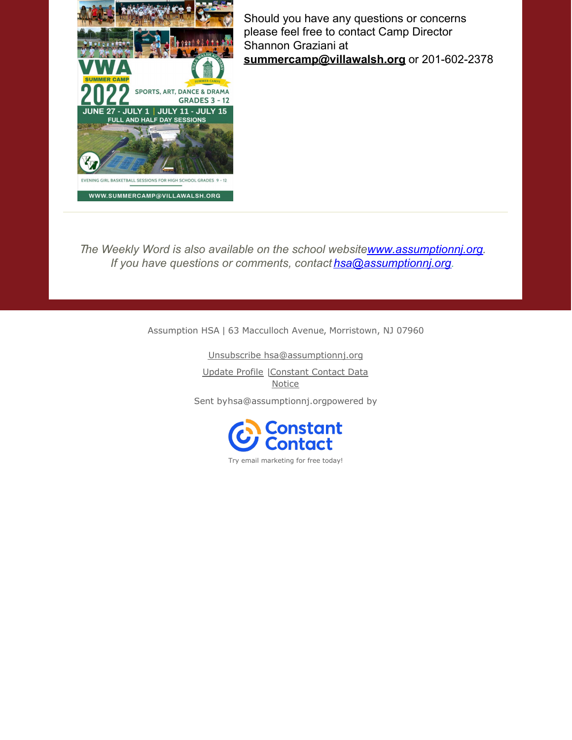Should you have any questions or concerns please feel free to contact Camp Director Shannon Graziani at **summercamp@villawalsh.org** or 201-602-2378

---

*The Weekly Word is also available on the school website www.assumptionnj.org. If you have questions or comments, contact hsa@assumptionnj.org.*

Assumption HSA | 63 Macculloch Avenue, Morristown, NJ 07960

Unsubscribe hsa@assumptionnj.org

Update Profile | Constant Contact Data Notice

Sent by hsa@assumptionnj.org powered by

Constant Contact

Try email marketing for free today!